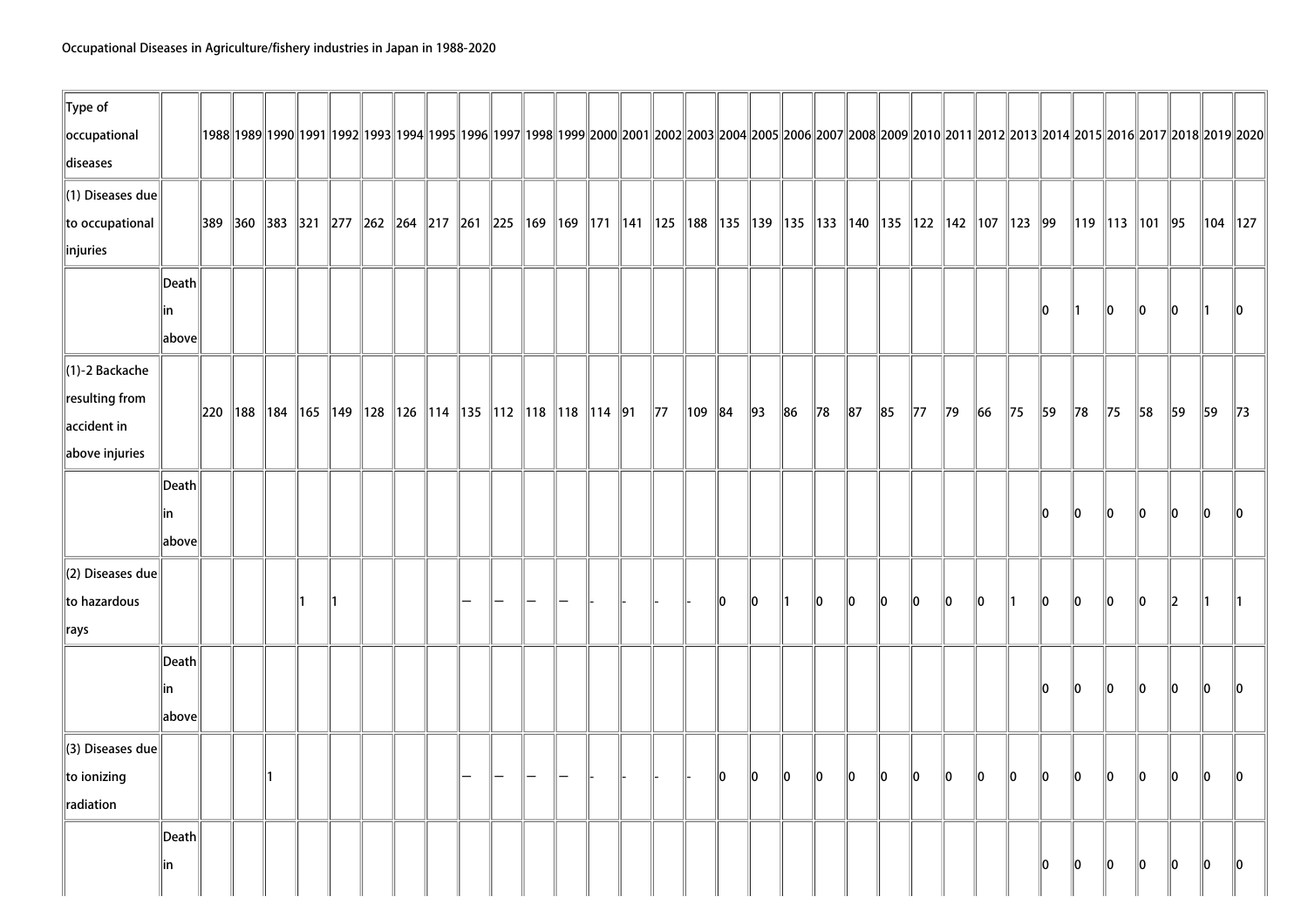Occupational Diseases in Agriculture/fishery industries in Japan in 1988-2020

| Type of occupational diseases | | 1988 | 1989 | 1990 | 1991 | 1992 | 1993 | 1994 | 1995 | 1996 | 1997 | 1998 | 1999 | 2000 | 2001 | 2002 | 2003 | 2004 | 2005 | 2006 | 2007 | 2008 | 2009 | 2010 | 2011 | 2012 | 2013 | 2014 | 2015 | 2016 | 2017 | 2018 | 2019 | 2020 |
|---|---|---|---|---|---|---|---|---|---|---|---|---|---|---|---|---|---|---|---|---|---|---|---|---|---|---|---|---|---|---|---|---|---|---|
| (1) Diseases due to occupational injuries | | 389 | 360 | 383 | 321 | 277 | 262 | 264 | 217 | 261 | 225 | 169 | 169 | 171 | 141 | 125 | 188 | 135 | 139 | 135 | 133 | 140 | 135 | 122 | 142 | 107 | 123 | 99 | 119 | 113 | 101 | 95 | 104 | 127 |
| | Death in above | | | | | | | | | | | | | | | | | | | | | | | | | | | 0 | 1 | 0 | 0 | 0 | 1 | 0 |
| (1)-2 Backache resulting from accident in above injuries | | 220 | 188 | 184 | 165 | 149 | 128 | 126 | 114 | 135 | 112 | 118 | 118 | 114 | 91 | 77 | 109 | 84 | 93 | 86 | 78 | 87 | 85 | 77 | 79 | 66 | 75 | 59 | 78 | 75 | 58 | 59 | 59 | 73 |
| | Death in above | | | | | | | | | | | | | | | | | | | | | | | | | | | 0 | 0 | 0 | 0 | 0 | 0 | 0 |
| (2) Diseases due to hazardous rays | | | | | 1 | 1 | | | | — | — | — | — | - | - | - | - | 0 | 0 | 1 | 0 | 0 | 0 | 0 | 0 | 0 | 1 | 0 | 0 | 0 | 0 | 2 | 1 | 1 |
| | Death in above | | | | | | | | | | | | | | | | | | | | | | | | | | | 0 | 0 | 0 | 0 | 0 | 0 | 0 |
| (3) Diseases due to ionizing radiation | | | | 1 | | | | | | — | — | — | — | - | - | - | - | 0 | 0 | 0 | 0 | 0 | 0 | 0 | 0 | 0 | 0 | 0 | 0 | 0 | 0 | 0 | 0 | 0 |
| | Death in | | | | | | | | | | | | | | | | | | | | | | | | | | | 0 | 0 | 0 | 0 | 0 | 0 | 0 |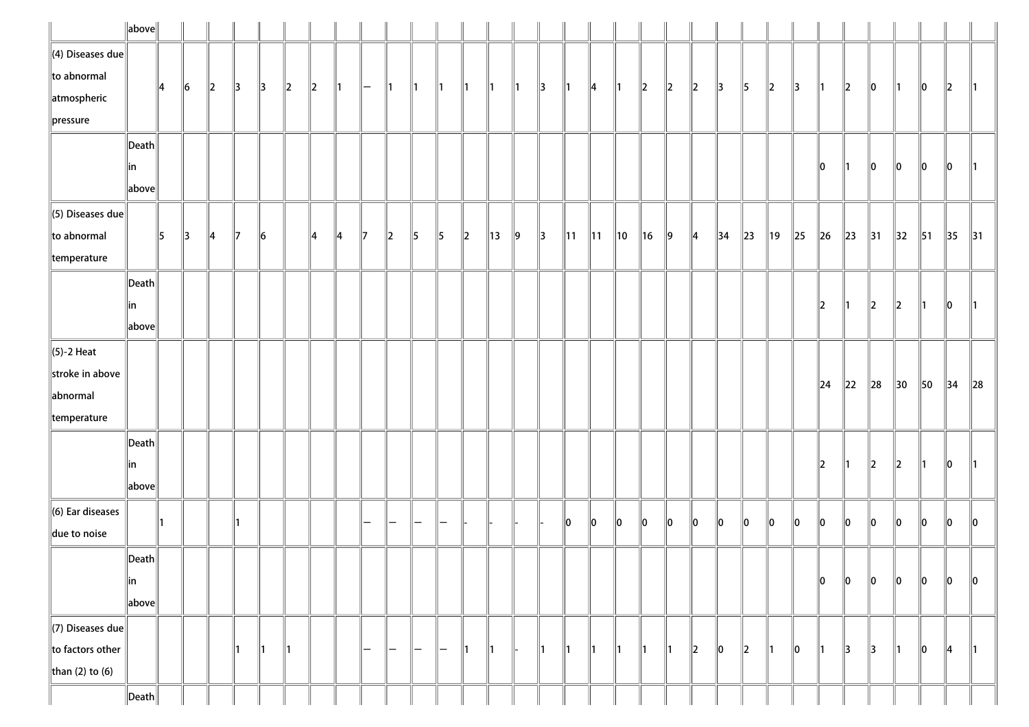| | | | | | | | | | | | | | | | | | | | | | | | | | | | | | | | | | | |
|---|---|---|---|---|---|---|---|---|---|---|---|---|---|---|---|---|---|---|---|---|---|---|---|---|---|---|---|---|---|---|---|---|---|---|
| | above | | | | | | | | | | | | | | | | | | | | | | | | | | | | | | | | | |
| (4) Diseases due to abnormal atmospheric pressure | | 4 | 6 | 2 | 3 | 3 | 2 | 2 | 1 | — | 1 | 1 | 1 | 1 | 1 | 1 | 3 | 1 | 4 | 1 | 2 | 2 | 2 | 3 | 5 | 2 | 3 | 1 | 2 | 0 | 1 | 0 | 2 | 1 |
| | Death in above | | | | | | | | | | | | | | | | | | | | | | | | | | | 0 | 1 | 0 | 0 | 0 | 0 | 1 |
| (5) Diseases due to abnormal temperature | | 5 | 3 | 4 | 7 | 6 | | 4 | 4 | 7 | 2 | 5 | 5 | 2 | 13 | 9 | 3 | 11 | 11 | 10 | 16 | 9 | 4 | 34 | 23 | 19 | 25 | 26 | 23 | 31 | 32 | 51 | 35 | 31 |
| | Death in above | | | | | | | | | | | | | | | | | | | | | | | | | | | 2 | 1 | 2 | 2 | 1 | 0 | 1 |
| (5)-2 Heat stroke in above abnormal temperature | | | | | | | | | | | | | | | | | | | | | | | | | | | | 24 | 22 | 28 | 30 | 50 | 34 | 28 |
| | Death in above | | | | | | | | | | | | | | | | | | | | | | | | | | | 2 | 1 | 2 | 2 | 1 | 0 | 1 |
| (6) Ear diseases due to noise | | 1 | | | 1 | | | | | — | — | — | — | - | - | - | - | 0 | 0 | 0 | 0 | 0 | 0 | 0 | 0 | 0 | 0 | 0 | 0 | 0 | 0 | 0 | 0 | 0 |
| | Death in above | | | | | | | | | | | | | | | | | | | | | | | | | | | 0 | 0 | 0 | 0 | 0 | 0 | 0 |
| (7) Diseases due to factors other than (2) to (6) | | | | | 1 | 1 | 1 | | | — | — | — | — | 1 | 1 | - | 1 | 1 | 1 | 1 | 1 | 1 | 2 | 0 | 2 | 1 | 0 | 1 | 3 | 3 | 1 | 0 | 4 | 1 |
| | Death | | | | | | | | | | | | | | | | | | | | | | | | | | | | | | | | | |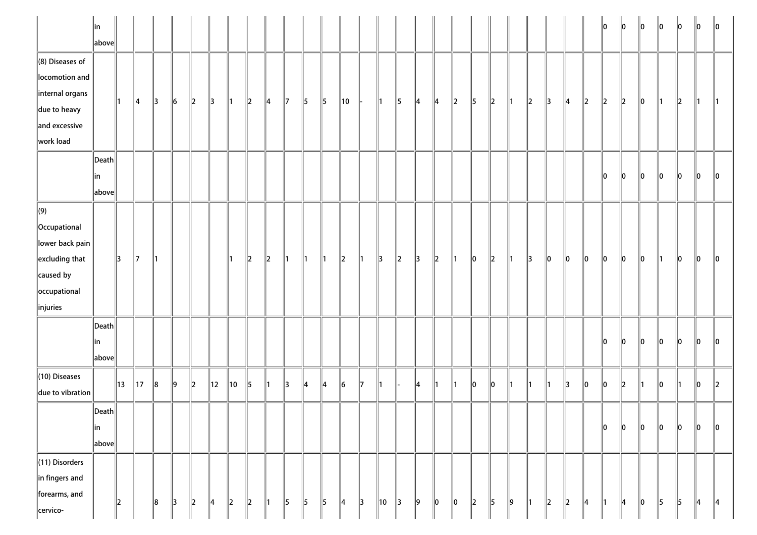| | | | | | | | | | | | | | | | | | | | | | | | | | | | | | | | | | | |
|---|---|---|---|---|---|---|---|---|---|---|---|---|---|---|---|---|---|---|---|---|---|---|---|---|---|---|---|---|---|---|---|---|---|---|
| | in above | | | | | | | | | | | | | | | | | | | | | | | | | | | 0 | 0 | 0 | 0 | 0 | 0 | 0 |
| (8) Diseases of locomotion and internal organs due to heavy and excessive work load | | 1 | 4 | 3 | 6 | 2 | 3 | 1 | 2 | 4 | 7 | 5 | 5 | 10 | - | 1 | 5 | 4 | 4 | 2 | 5 | 2 | 1 | 2 | 3 | 4 | 2 | 2 | 2 | 0 | 1 | 2 | 1 | 1 |
| | Death in above | | | | | | | | | | | | | | | | | | | | | | | | | | | 0 | 0 | 0 | 0 | 0 | 0 | 0 |
| (9) Occupational lower back pain excluding that caused by occupational injuries | | 3 | 7 | 1 | | | | 1 | 2 | 2 | 1 | 1 | 1 | 2 | 1 | 3 | 2 | 3 | 2 | 1 | 0 | 2 | 1 | 3 | 0 | 0 | 0 | 0 | 0 | 0 | 1 | 0 | 0 | 0 |
| | Death in above | | | | | | | | | | | | | | | | | | | | | | | | | | | 0 | 0 | 0 | 0 | 0 | 0 | 0 |
| (10) Diseases due to vibration | | 13 | 17 | 8 | 9 | 2 | 12 | 10 | 5 | 1 | 3 | 4 | 4 | 6 | 7 | 1 | - | 4 | 1 | 1 | 0 | 0 | 1 | 1 | 1 | 3 | 0 | 0 | 2 | 1 | 0 | 1 | 0 | 2 |
| | Death in above | | | | | | | | | | | | | | | | | | | | | | | | | | | 0 | 0 | 0 | 0 | 0 | 0 | 0 |
| (11) Disorders in fingers and forearms, and cervico- | | 2 | | 8 | 3 | 2 | 4 | 2 | 2 | 1 | 5 | 5 | 5 | 4 | 3 | 10 | 3 | 9 | 0 | 0 | 2 | 5 | 9 | 1 | 2 | 2 | 4 | 1 | 4 | 0 | 5 | 5 | 4 | 4 |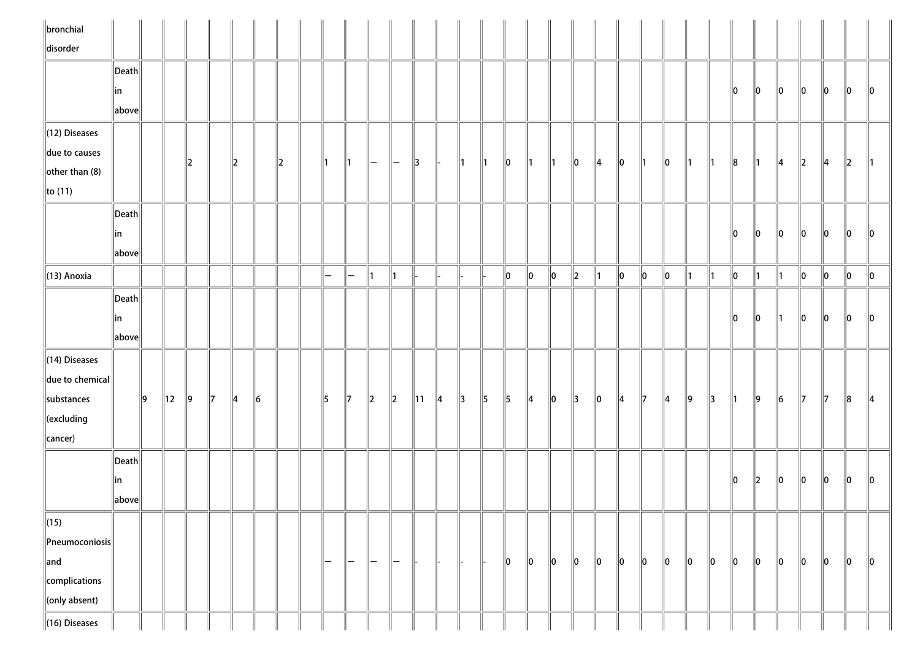| bronchial disorder | | | | | | | | | | | | | | | | | | | | | | | | | | | | | | | | | | |
|---|---|---|---|---|---|---|---|---|---|---|---|---|---|---|---|---|---|---|---|---|---|---|---|---|---|---|---|---|---|---|---|---|---|---|
| | Death in above | | | | | | | | | | | | | | | | | | | | | | | | | | 0 | 0 | 0 | 0 | 0 | 0 | 0 |
| (12) Diseases due to causes other than (8) to (11) | | | | 2 | | 2 | | 2 | | 1 | 1 | — | — | 3 | - | 1 | 1 | 0 | 1 | 1 | 0 | 4 | 0 | 1 | 0 | 1 | 1 | 8 | 1 | 4 | 2 | 4 | 2 | 1 |
| | Death in above | | | | | | | | | | | | | | | | | | | | | | | | | | 0 | 0 | 0 | 0 | 0 | 0 | 0 |
| (13) Anoxia | | | | | | | | | | — | — | 1 | 1 | - | - | - | - | 0 | 0 | 0 | 2 | 1 | 0 | 0 | 0 | 1 | 1 | 0 | 1 | 1 | 0 | 0 | 0 | 0 |
| | Death in above | | | | | | | | | | | | | | | | | | | | | | | | | | 0 | 0 | 1 | 0 | 0 | 0 | 0 |
| (14) Diseases due to chemical substances (excluding cancer) | | 9 | 12 | 9 | 7 | 4 | 6 | | | 5 | 7 | 2 | 2 | 11 | 4 | 3 | 5 | 5 | 4 | 0 | 3 | 0 | 4 | 7 | 4 | 9 | 3 | 1 | 9 | 6 | 7 | 7 | 8 | 4 |
| | Death in above | | | | | | | | | | | | | | | | | | | | | | | | | | 0 | 2 | 0 | 0 | 0 | 0 | 0 |
| (15) Pneumoconiosis and complications (only absent) | | | | | | | | | | — | — | — | — | - | - | - | - | 0 | 0 | 0 | 0 | 0 | 0 | 0 | 0 | 0 | 0 | 0 | 0 | 0 | 0 | 0 | 0 | 0 |
| (16) Diseases | | | | | | | | | | | | | | | | | | | | | | | | | | | | | | | | | | |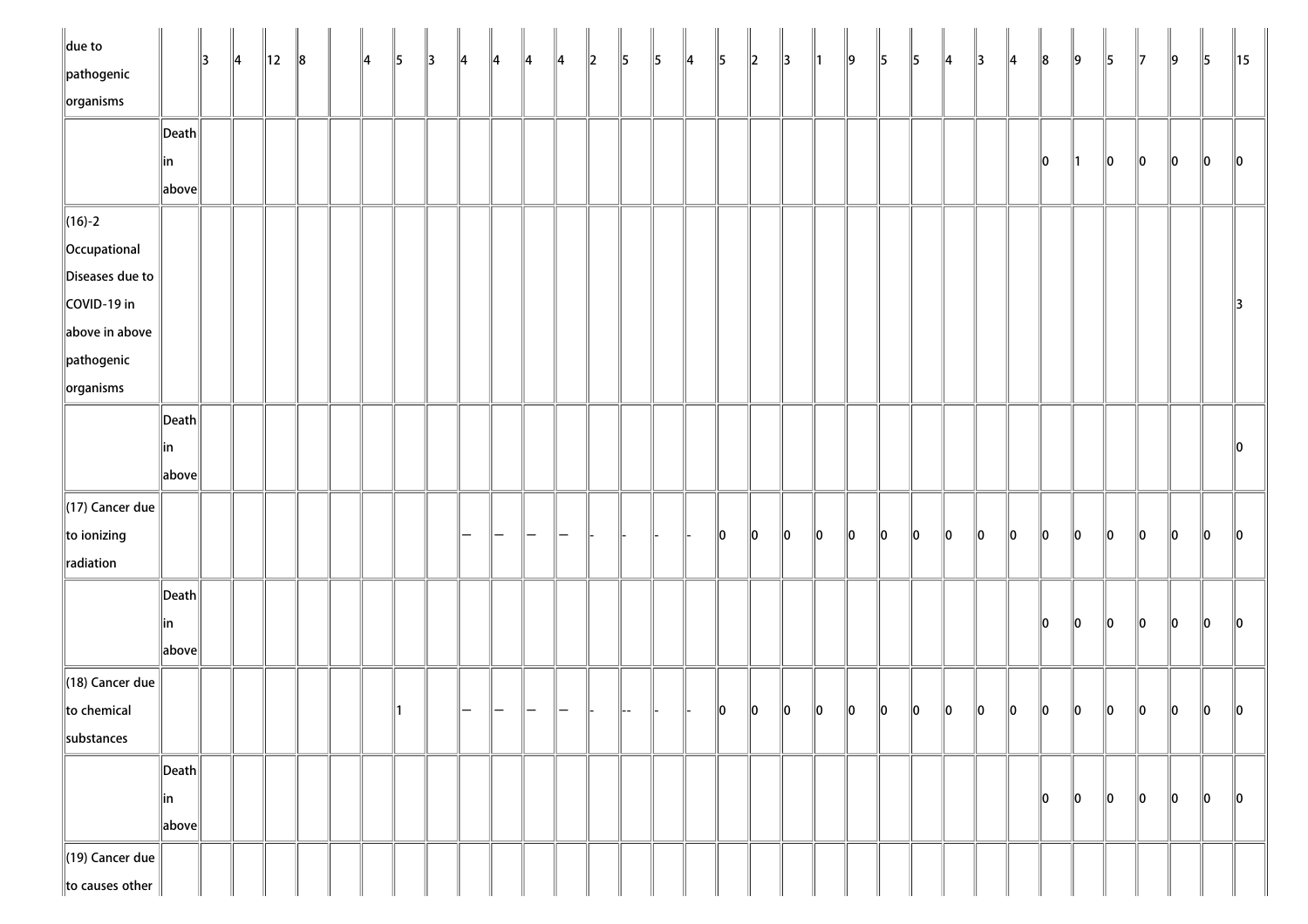| | | | | | | | | | | | | | | | | | | | | | | | | | | | | | | | | | | |
|---|---|---|---|---|---|---|---|---|---|---|---|---|---|---|---|---|---|---|---|---|---|---|---|---|---|---|---|---|---|---|---|---|---|---|
| due to pathogenic organisms | | 3 | 4 | 12 | 8 | | 4 | 5 | 3 | 4 | 4 | 4 | 4 | 2 | 5 | 5 | 4 | 5 | 2 | 3 | 1 | 9 | 5 | 5 | 4 | 3 | 4 | 8 | 9 | 5 | 7 | 9 | 5 | 15 |
| | Death in above | | | | | | | | | | | | | | | | | | | | | | | | | | | 0 | 1 | 0 | 0 | 0 | 0 | 0 |
| (16)-2 Occupational Diseases due to COVID-19 in above in above pathogenic organisms | | | | | | | | | | | | | | | | | | | | | | | | | | | | | | | | | | 3 |
| | Death in above | | | | | | | | | | | | | | | | | | | | | | | | | | | | | | | | | 0 |
| (17) Cancer due to ionizing radiation | | | | | | | | | | — | — | — | — | - | - | - | - | 0 | 0 | 0 | 0 | 0 | 0 | 0 | 0 | 0 | 0 | 0 | 0 | 0 | 0 | 0 | 0 | 0 |
| | Death in above | | | | | | | | | | | | | | | | | | | | | | | | | | | 0 | 0 | 0 | 0 | 0 | 0 | 0 |
| (18) Cancer due to chemical substances | | | | | | | | 1 | | — | — | — | — | - | -- | - | - | 0 | 0 | 0 | 0 | 0 | 0 | 0 | 0 | 0 | 0 | 0 | 0 | 0 | 0 | 0 | 0 | 0 |
| | Death in above | | | | | | | | | | | | | | | | | | | | | | | | | | | 0 | 0 | 0 | 0 | 0 | 0 | 0 |
| (19) Cancer due to causes other | | | | | | | | | | | | | | | | | | | | | | | | | | | | | | | | | | |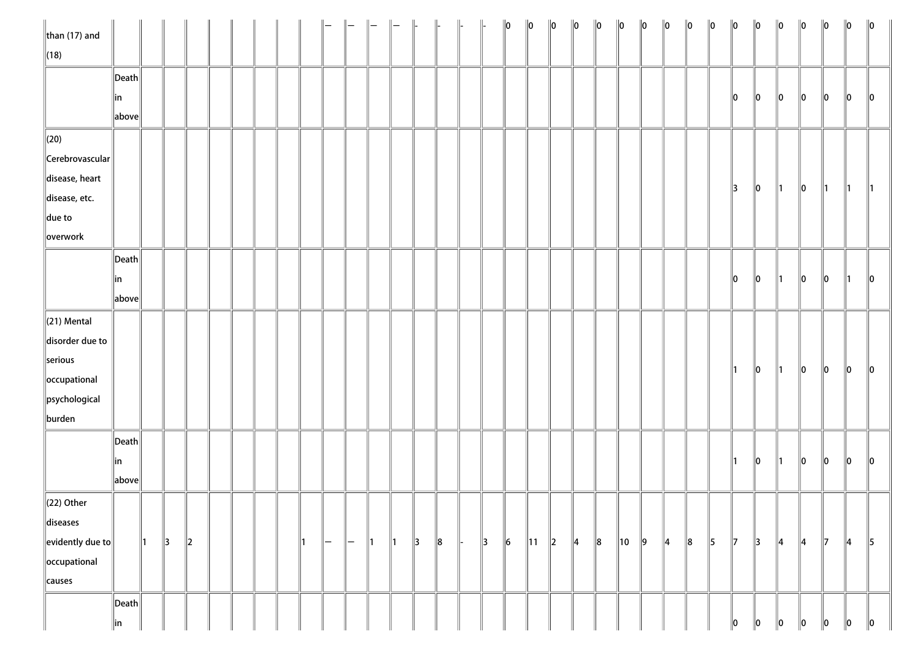| than (17) and (18) | | | | | | | | | | — | — | — | — | - | - | - | - | 0 | 0 | 0 | 0 | 0 | 0 | 0 | 0 | 0 | 0 | 0 | 0 | 0 | 0 | 0 | 0 | 0 |
|---|---|---|---|---|---|---|---|---|---|---|---|---|---|---|---|---|---|---|---|---|---|---|---|---|---|---|---|---|---|---|---|---|---|---|
| | Death in above | | | | | | | | | | | | | | | | | | | | | | | | | | | 0 | 0 | 0 | 0 | 0 | 0 | 0 |
| (20) Cerebrovascular disease, heart disease, etc. due to overwork | | | | | | | | | | | | | | | | | | | | | | | | | | | | 3 | 0 | 1 | 0 | 1 | 1 | 1 |
| | Death in above | | | | | | | | | | | | | | | | | | | | | | | | | | | 0 | 0 | 1 | 0 | 0 | 1 | 0 |
| (21) Mental disorder due to serious occupational psychological burden | | | | | | | | | | | | | | | | | | | | | | | | | | | | 1 | 0 | 1 | 0 | 0 | 0 | 0 |
| | Death in above | | | | | | | | | | | | | | | | | | | | | | | | | | | 1 | 0 | 1 | 0 | 0 | 0 | 0 |
| (22) Other diseases evidently due to occupational causes | | 1 | 3 | 2 | | | | | 1 | — | — | 1 | 1 | 3 | 8 | - | 3 | 6 | 11 | 2 | 4 | 8 | 10 | 9 | 4 | 8 | 5 | 7 | 3 | 4 | 4 | 7 | 4 | 5 |
| | Death in | | | | | | | | | | | | | | | | | | | | | | | | | | | 0 | 0 | 0 | 0 | 0 | 0 | 0 |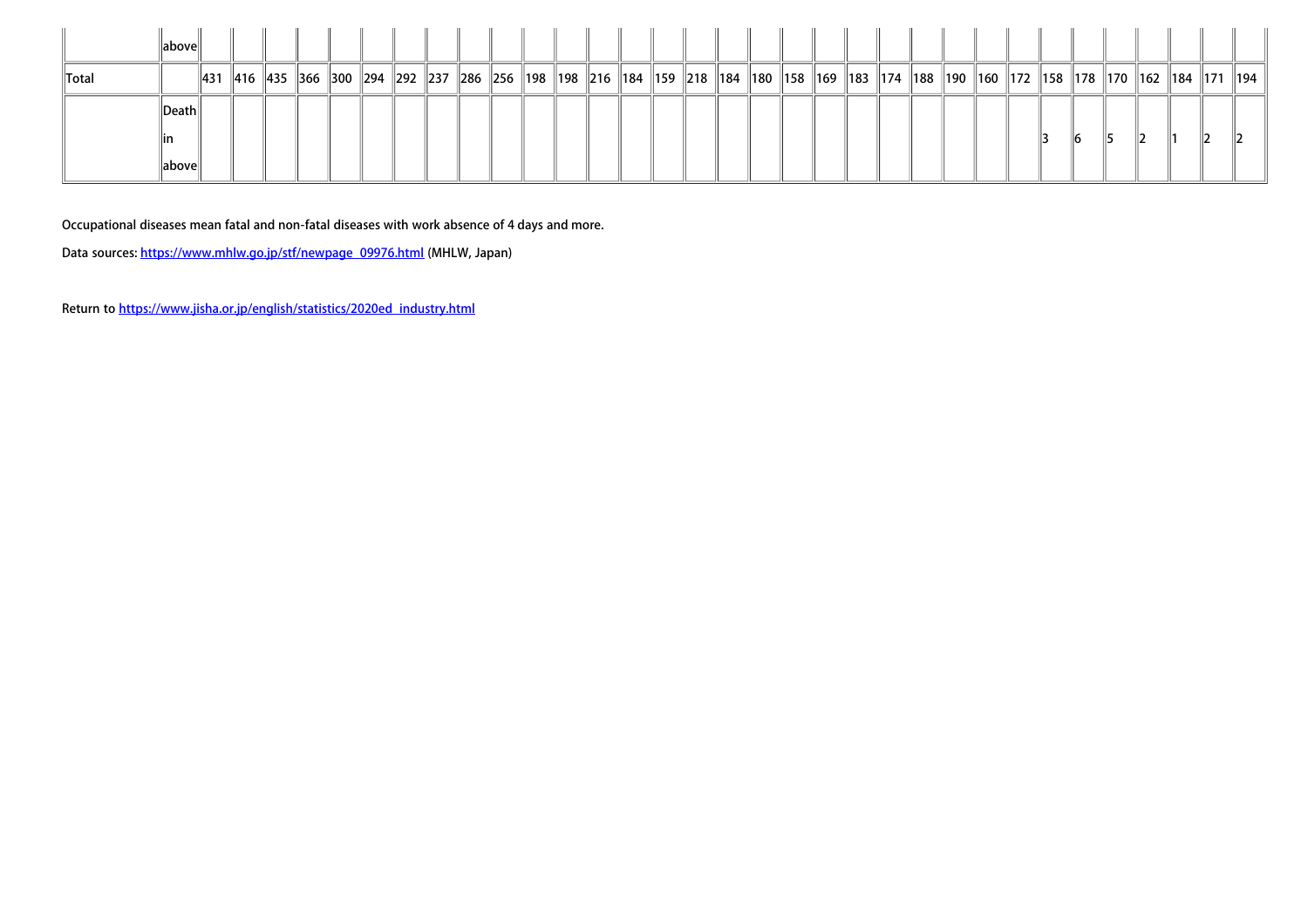| | | | | | | | | | | | | | | | | | | | | | | | | | | | | | | | | | | |
|---|---|---|---|---|---|---|---|---|---|---|---|---|---|---|---|---|---|---|---|---|---|---|---|---|---|---|---|---|---|---|---|---|---|---|
| | above | | | | | | | | | | | | | | | | | | | | | | | | | | | | | | | | | |
| Total | | 431 | 416 | 435 | 366 | 300 | 294 | 292 | 237 | 286 | 256 | 198 | 198 | 216 | 184 | 159 | 218 | 184 | 180 | 158 | 169 | 183 | 174 | 188 | 190 | 160 | 172 | 158 | 178 | 170 | 162 | 184 | 171 | 194 |
| | Death in above | | | | | | | | | | | | | | | | | | | | | | | | | | | 3 | 6 | 5 | 2 | 1 | 2 | 2 |

Occupational diseases mean fatal and non-fatal diseases with work absence of 4 days and more.

Data sources: https://www.mhlw.go.jp/stf/newpage_09976.html (MHLW, Japan)

Return to https://www.jisha.or.jp/english/statistics/2020ed_industry.html